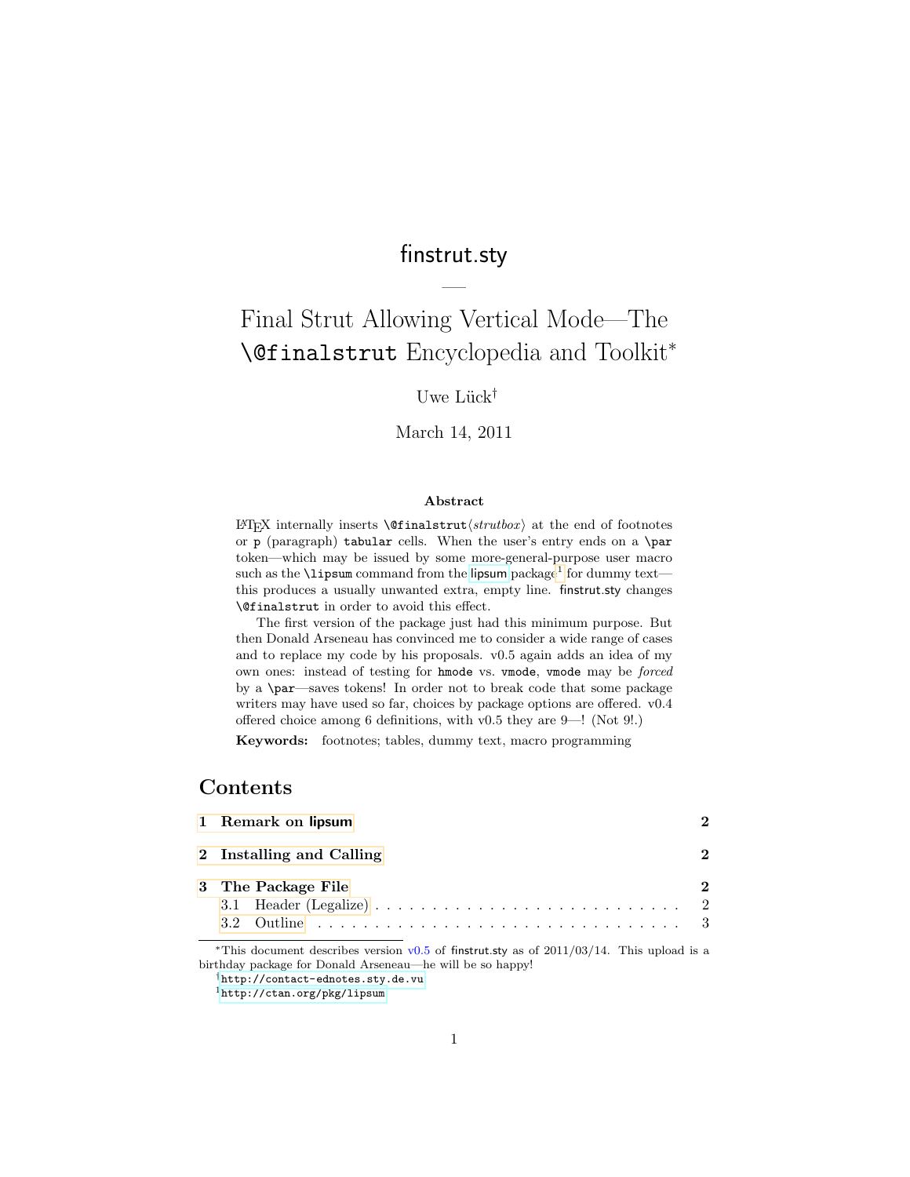# finstrut.sty

—

# Final Strut Allowing Vertical Mode—The `\@finalstrut` Encyclopedia and Toolkit*

Uwe Lück†

March 14, 2011

**Abstract**

LaTeX internally inserts `\@finalstrut`⟨*strutbox*⟩ at the end of footnotes or `p` (paragraph) `tabular` cells. When the user's entry ends on a `\par` token—which may be issued by some more-general-purpose user macro such as the `\lipsum` command from the lipsum package[1] for dummy text—this produces a usually unwanted extra, empty line. finstrut.sty changes `\@finalstrut` in order to avoid this effect.

The first version of the package just had this minimum purpose. But then Donald Arseneau has convinced me to consider a wide range of cases and to replace my code by his proposals. v0.5 again adds an idea of my own ones: instead of testing for `hmode` vs. `vmode`, `vmode` may be *forced* by a `\par`—saves tokens! In order not to break code that some package writers may have used so far, choices by package options are offered. v0.4 offered choice among 6 definitions, with v0.5 they are 9—! (Not 9!.)

**Keywords:** footnotes; tables, dummy text, macro programming

## Contents

| | |
|---|---|
| **1 Remark on lipsum** | **2** |
| **2 Installing and Calling** | **2** |
| **3 The Package File** | **2** |
| 3.1 Header (Legalize) | 2 |
| 3.2 Outline | 3 |

---

*This document describes version v0.5 of finstrut.sty as of 2011/03/14. This upload is a birthday package for Donald Arseneau—he will be so happy!

†`http://contact-ednotes.sty.de.vu`

[1] `http://ctan.org/pkg/lipsum`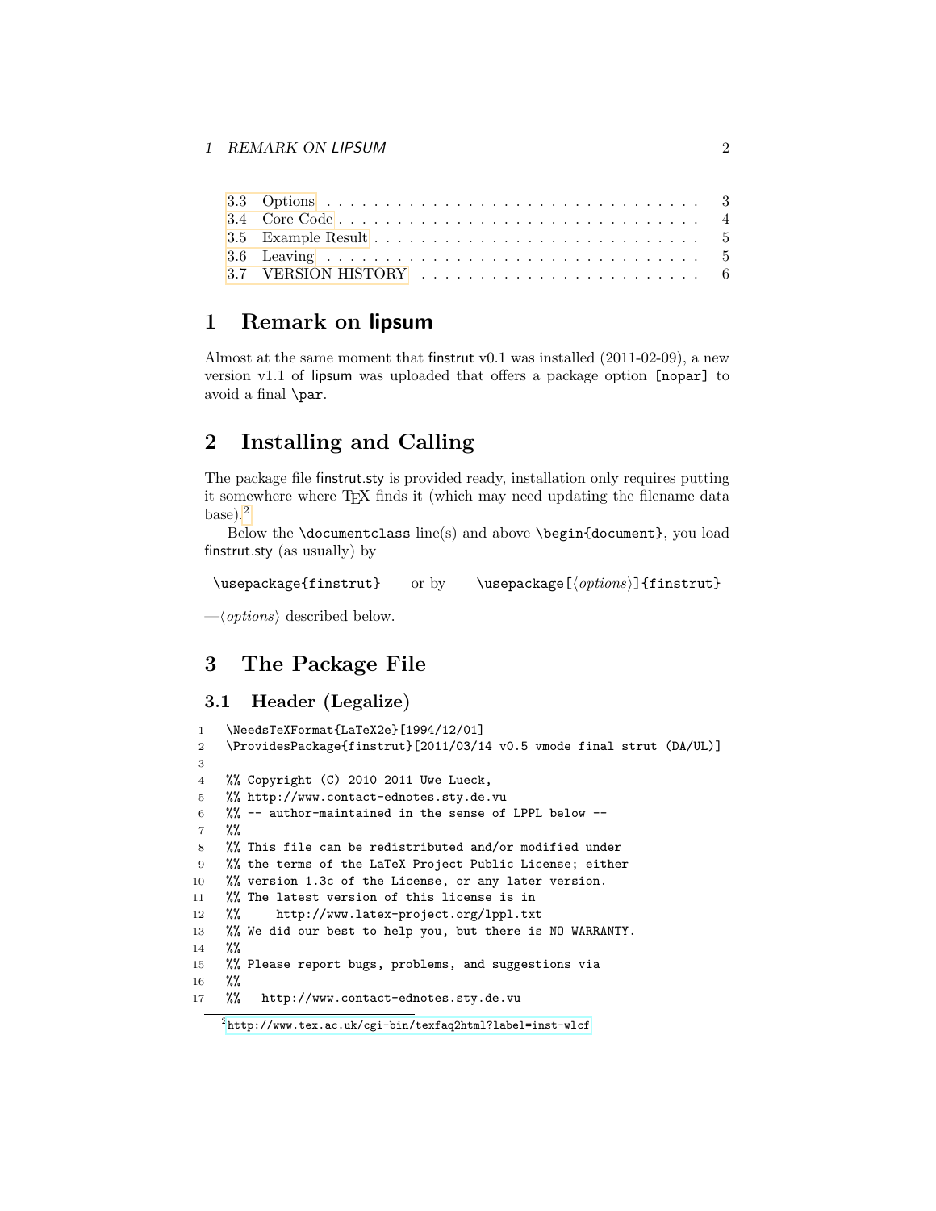3.3 Options . . . 3
3.4 Core Code . . . 4
3.5 Example Result . . . 5
3.6 Leaving . . . 5
3.7 VERSION HISTORY . . . 6

# 1 Remark on lipsum

Almost at the same moment that finstrut v0.1 was installed (2011-02-09), a new version v1.1 of lipsum was uploaded that offers a package option `[nopar]` to avoid a final `\par`.

# 2 Installing and Calling

The package file finstrut.sty is provided ready, installation only requires putting it somewhere where TEX finds it (which may need updating the filename data base).[2]

Below the `\documentclass` line(s) and above `\begin{document}`, you load finstrut.sty (as usually) by

`\usepackage{finstrut}` or by `\usepackage[⟨options⟩]{finstrut}`

—⟨*options*⟩ described below.

# 3 The Package File

## 3.1 Header (Legalize)

```
1  \NeedsTeXFormat{LaTeX2e}[1994/12/01]
2  \ProvidesPackage{finstrut}[2011/03/14 v0.5 vmode final strut (DA/UL)]
3
4  %% Copyright (C) 2010 2011 Uwe Lueck,
5  %% http://www.contact-ednotes.sty.de.vu
6  %% -- author-maintained in the sense of LPPL below --
7  %%
8  %% This file can be redistributed and/or modified under
9  %% the terms of the LaTeX Project Public License; either
10 %% version 1.3c of the License, or any later version.
11 %% The latest version of this license is in
12 %%     http://www.latex-project.org/lppl.txt
13 %% We did our best to help you, but there is NO WARRANTY.
14 %%
15 %% Please report bugs, problems, and suggestions via
16 %%
17 %%   http://www.contact-ednotes.sty.de.vu
```

[2] http://www.tex.ac.uk/cgi-bin/texfaq2html?label=inst-wlcf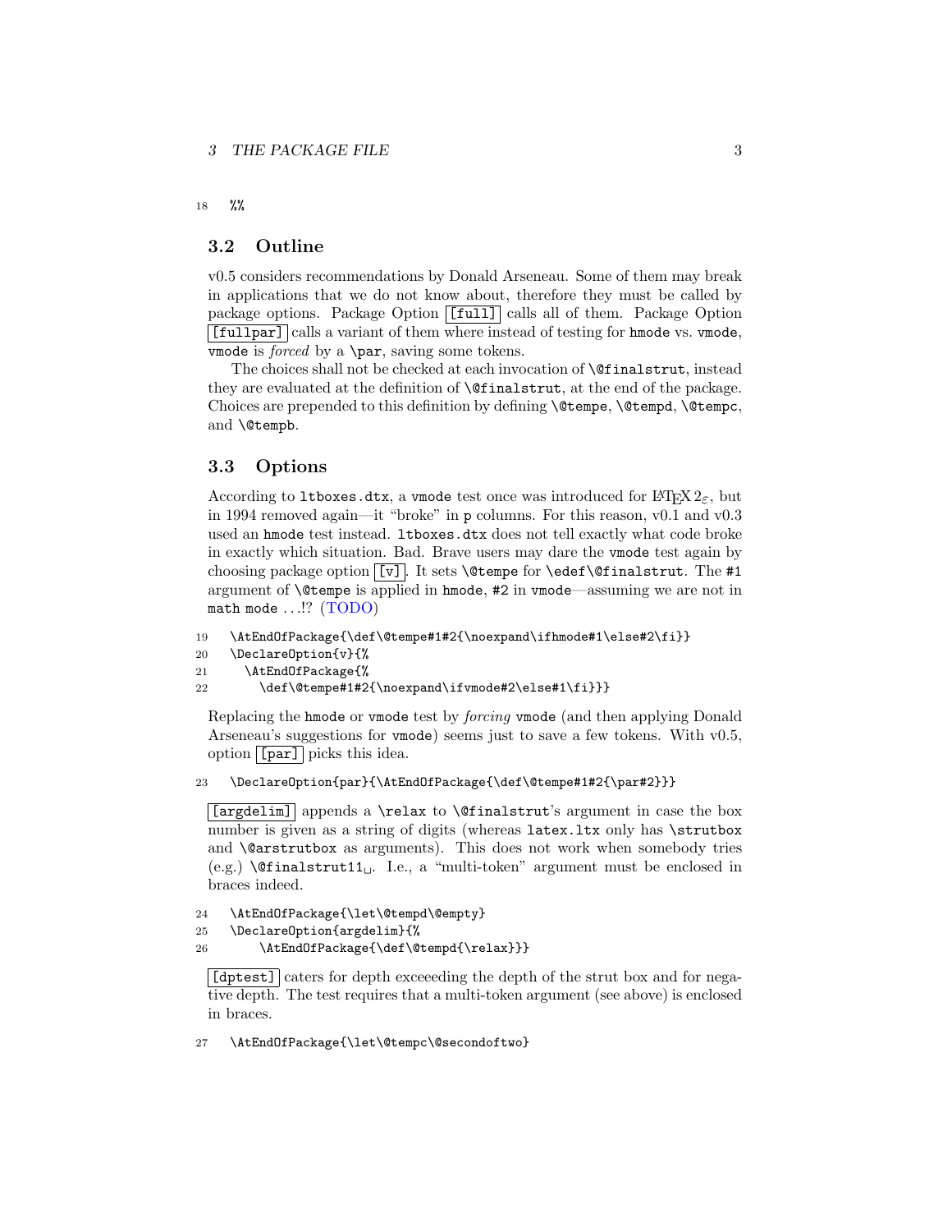```
18 %%
```

## 3.2 Outline

v0.5 considers recommendations by Donald Arseneau. Some of them may break in applications that we do not know about, therefore they must be called by package options. Package Option [full] calls all of them. Package Option [fullpar] calls a variant of them where instead of testing for `hmode` vs. `vmode`, `vmode` is *forced* by a `\par`, saving some tokens.

The choices shall not be checked at each invocation of `\@finalstrut`, instead they are evaluated at the definition of `\@finalstrut`, at the end of the package. Choices are prepended to this definition by defining `\@tempe`, `\@tempd`, `\@tempc`, and `\@tempb`.

## 3.3 Options

According to `ltboxes.dtx`, a `vmode` test once was introduced for LaTeX 2ε, but in 1994 removed again—it "broke" in `p` columns. For this reason, v0.1 and v0.3 used an `hmode` test instead. `ltboxes.dtx` does not tell exactly what code broke in exactly which situation. Bad. Brave users may dare the `vmode` test again by choosing package option [v]. It sets `\@tempe` for `\edef\@finalstrut`. The `#1` argument of `\@tempe` is applied in `hmode`, `#2` in `vmode`—assuming we are not in `math mode` ...!? (TODO)

```
19 \AtEndOfPackage{\def\@tempe#1#2{\noexpand\ifhmode#1\else#2\fi}}
20 \DeclareOption{v}{%
21   \AtEndOfPackage{%
22     \def\@tempe#1#2{\noexpand\ifvmode#2\else#1\fi}}}
```

Replacing the `hmode` or `vmode` test by *forcing* `vmode` (and then applying Donald Arseneau's suggestions for `vmode`) seems just to save a few tokens. With v0.5, option [par] picks this idea.

```
23 \DeclareOption{par}{\AtEndOfPackage{\def\@tempe#1#2{\par#2}}}
```

[argdelim] appends a `\relax` to `\@finalstrut`'s argument in case the box number is given as a string of digits (whereas `latex.ltx` only has `\strutbox` and `\@arstrutbox` as arguments). This does not work when somebody tries (e.g.) `\@finalstrut11␣`. I.e., a "multi-token" argument must be enclosed in braces indeed.

```
24 \AtEndOfPackage{\let\@tempd\@empty}
25 \DeclareOption{argdelim}{%
26     \AtEndOfPackage{\def\@tempd{\relax}}}
```

[dptest] caters for depth exceeeding the depth of the strut box and for negative depth. The test requires that a multi-token argument (see above) is enclosed in braces.

```
27 \AtEndOfPackage{\let\@tempc\@secondoftwo}
```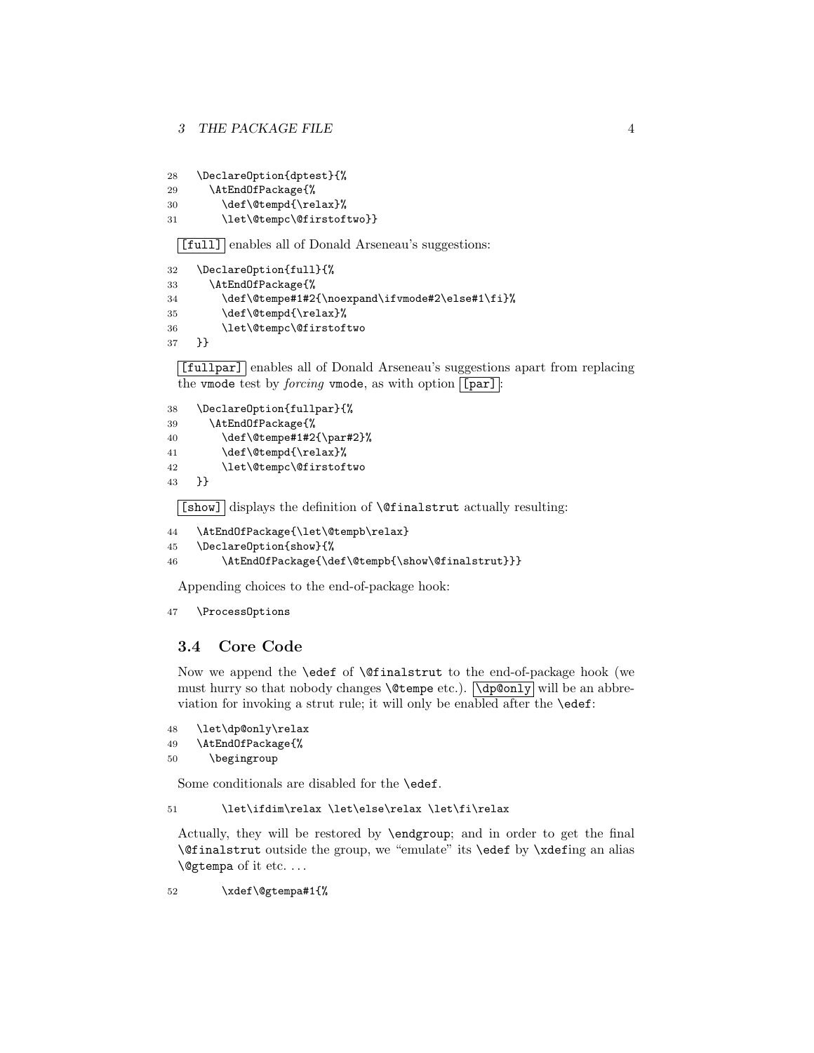```
28 \DeclareOption{dptest}{%
29   \AtEndOfPackage{%
30     \def\@tempd{\relax}%
31     \let\@tempc\@firstoftwo}}
```

[full] enables all of Donald Arseneau's suggestions:

```
32 \DeclareOption{full}{%
33   \AtEndOfPackage{%
34     \def\@tempe#1#2{\noexpand\ifvmode#2\else#1\fi}%
35     \def\@tempd{\relax}%
36     \let\@tempc\@firstoftwo
37 }}
```

[fullpar] enables all of Donald Arseneau's suggestions apart from replacing the `vmode` test by *forcing* `vmode`, as with option [par]:

```
38 \DeclareOption{fullpar}{%
39   \AtEndOfPackage{%
40     \def\@tempe#1#2{\par#2}%
41     \def\@tempd{\relax}%
42     \let\@tempc\@firstoftwo
43 }}
```

[show] displays the definition of `\@finalstrut` actually resulting:

```
44 \AtEndOfPackage{\let\@tempb\relax}
45 \DeclareOption{show}{%
46     \AtEndOfPackage{\def\@tempb{\show\@finalstrut}}}
```

Appending choices to the end-of-package hook:

```
47 \ProcessOptions
```

### 3.4 Core Code

Now we append the `\edef` of `\@finalstrut` to the end-of-package hook (we must hurry so that nobody changes `\@tempe` etc.). `\dp@only` will be an abbreviation for invoking a strut rule; it will only be enabled after the `\edef`:

```
48 \let\dp@only\relax
49 \AtEndOfPackage{%
50   \begingroup
```

Some conditionals are disabled for the `\edef`.

```
51     \let\ifdim\relax \let\else\relax \let\fi\relax
```

Actually, they will be restored by `\endgroup`; and in order to get the final `\@finalstrut` outside the group, we "emulate" its `\edef` by `\xdef`ing an alias `\@gtempa` of it etc. ...

```
52     \xdef\@gtempa#1{%
```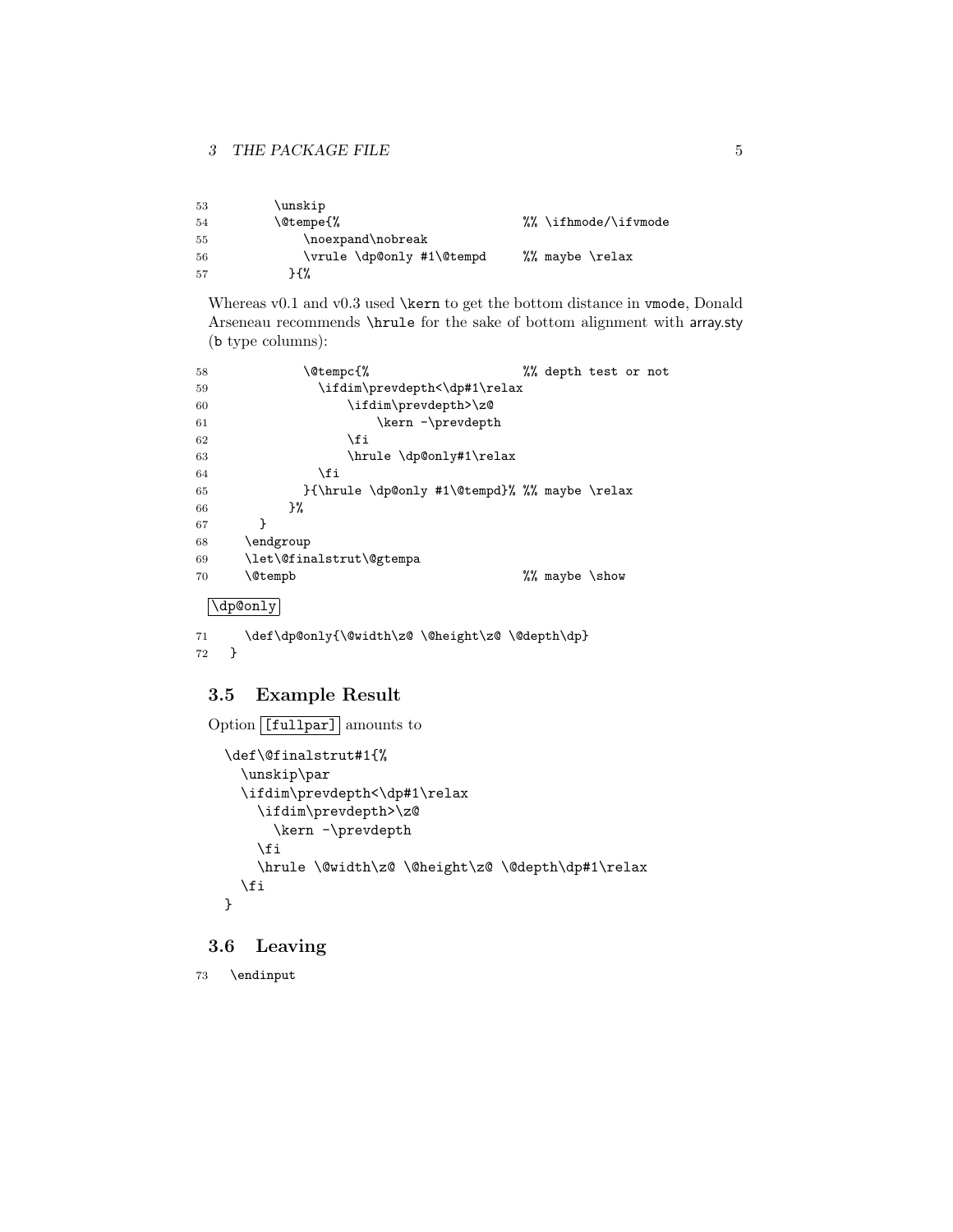```
53        \unskip
54        \@tempe{%                      %% \ifhmode/\ifvmode
55            \noexpand\nobreak
56            \vrule \dp@only #1\@tempd     %% maybe \relax
57          }{%
```

Whereas v0.1 and v0.3 used `\kern` to get the bottom distance in vmode, Donald Arseneau recommends `\hrule` for the sake of bottom alignment with array.sty (b type columns):

```
58            \@tempc{%                      %% depth test or not
59              \ifdim\prevdepth<\dp#1\relax
60                  \ifdim\prevdepth>\z@
61                      \kern -\prevdepth
62                  \fi
63                  \hrule \dp@only#1\relax
64              \fi
65            }{\hrule \dp@only #1\@tempd}% %% maybe \relax
66          }%
67      }
68    \endgroup
69    \let\@finalstrut\@gtempa
70    \@tempb                              %% maybe \show
```

`\dp@only`

```
71    \def\dp@only{\@width\z@ \@height\z@ \@depth\dp}
72  }
```

### 3.5 Example Result

Option `[fullpar]` amounts to

```
\def\@finalstrut#1{%
  \unskip\par
  \ifdim\prevdepth<\dp#1\relax
    \ifdim\prevdepth>\z@
      \kern -\prevdepth
    \fi
    \hrule \@width\z@ \@height\z@ \@depth\dp#1\relax
  \fi
}
```

### 3.6 Leaving

```
73  \endinput
```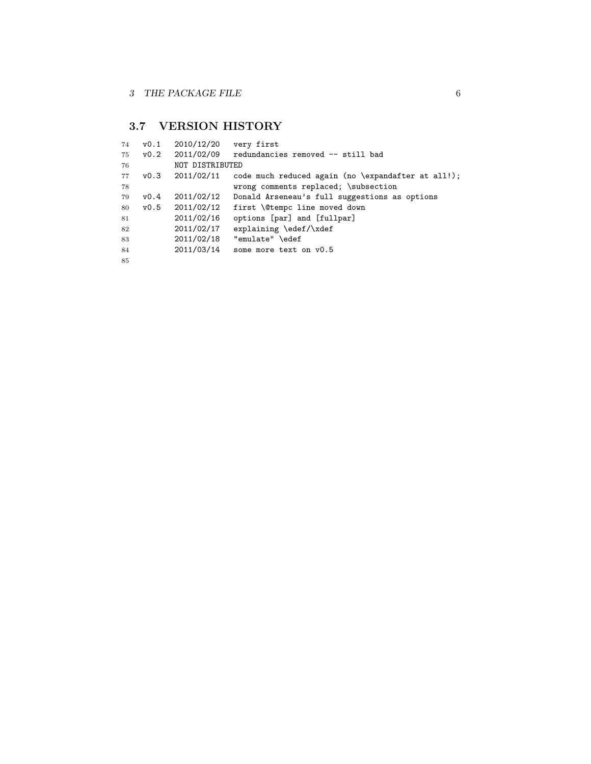### 3.7 VERSION HISTORY

```
74  v0.1  2010/12/20  very first
75  v0.2  2011/02/09  redundancies removed -- still bad
76        NOT DISTRIBUTED
77  v0.3  2011/02/11  code much reduced again (no \expandafter at all!);
78                    wrong comments replaced; \subsection
79  v0.4  2011/02/12  Donald Arseneau's full suggestions as options
80  v0.5  2011/02/12  first \@tempc line moved down
81        2011/02/16  options [par] and [fullpar]
82        2011/02/17  explaining \edef/\xdef
83        2011/02/18  "emulate" \edef
84        2011/03/14  some more text on v0.5
85
```